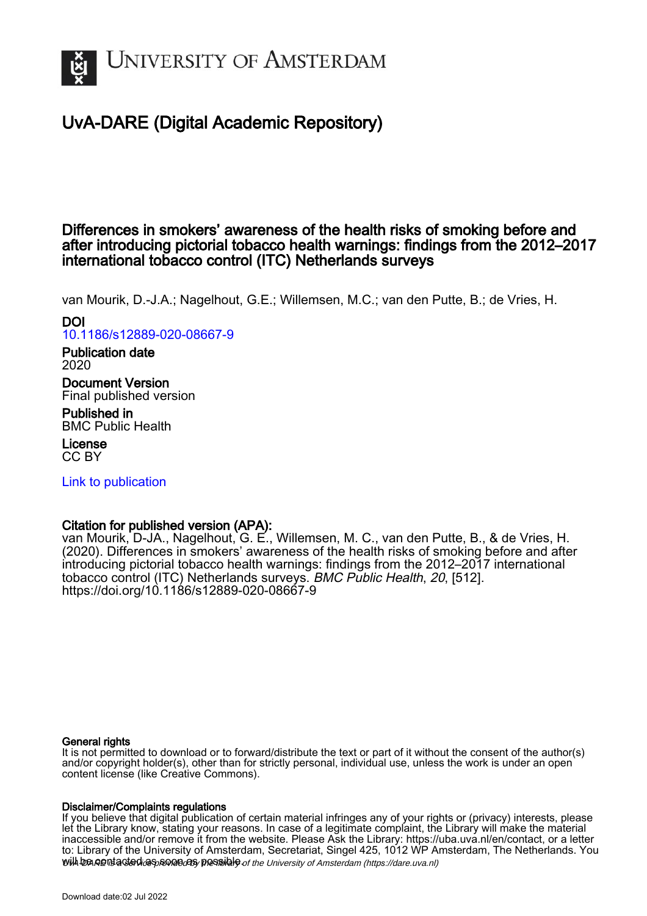# University of Amsterdam

## UvA-DARE (Digital Academic Repository)

### Differences in smokers' awareness of the health risks of smoking before and after introducing pictorial tobacco health warnings: findings from the 2012–2017 international tobacco control (ITC) Netherlands surveys

van Mourik, D.-J.A.; Nagelhout, G.E.; Willemsen, M.C.; van den Putte, B.; de Vries, H.

**DOI**
10.1186/s12889-020-08667-9

**Publication date**
2020

**Document Version**
Final published version

**Published in**
BMC Public Health

**License**
CC BY

Link to publication

**Citation for published version (APA):**
van Mourik, D-JA., Nagelhout, G. E., Willemsen, M. C., van den Putte, B., & de Vries, H. (2020). Differences in smokers' awareness of the health risks of smoking before and after introducing pictorial tobacco health warnings: findings from the 2012–2017 international tobacco control (ITC) Netherlands surveys. *BMC Public Health*, *20*, [512]. https://doi.org/10.1186/s12889-020-08667-9

**General rights**
It is not permitted to download or to forward/distribute the text or part of it without the consent of the author(s) and/or copyright holder(s), other than for strictly personal, individual use, unless the work is under an open content license (like Creative Commons).

**Disclaimer/Complaints regulations**
If you believe that digital publication of certain material infringes any of your rights or (privacy) interests, please let the Library know, stating your reasons. In case of a legitimate complaint, the Library will make the material inaccessible and/or remove it from the website. Please Ask the Library: https://uba.uva.nl/en/contact, or a letter to: Library of the University of Amsterdam, Secretariat, Singel 425, 1012 WP Amsterdam, The Netherlands. You will be contacted as soon as possible.

UvA-DARE is a service provided by the library of the University of Amsterdam (https://dare.uva.nl)

Download date:02 Jul 2022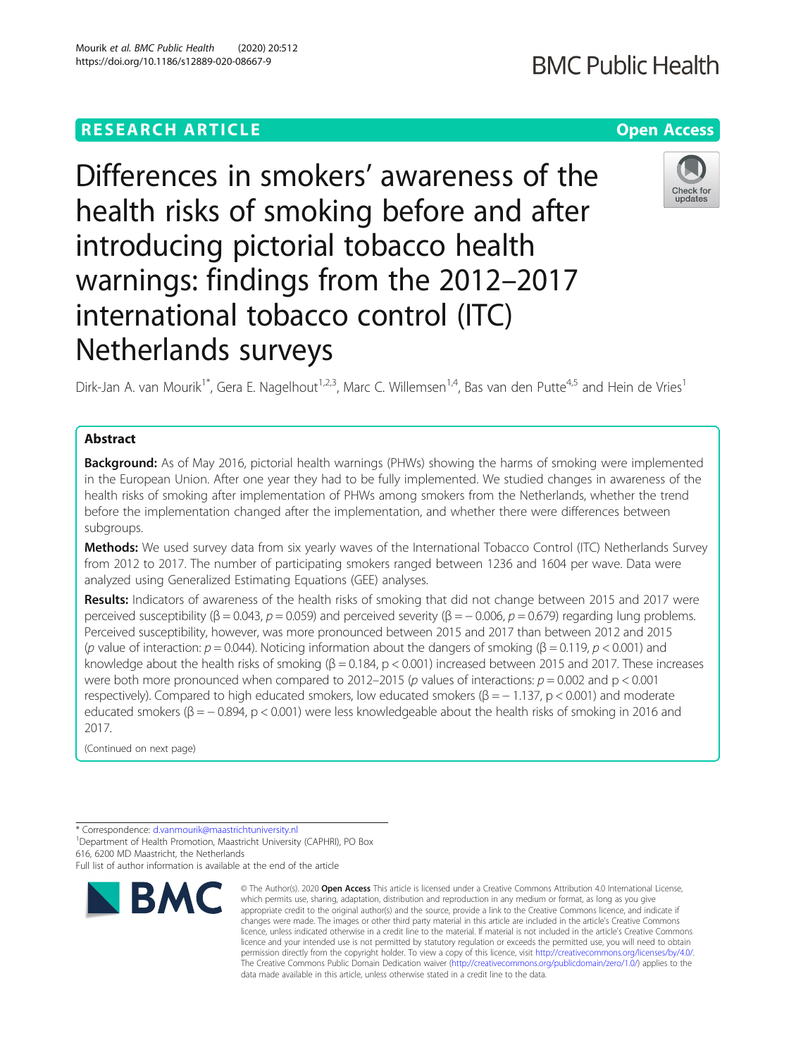# Differences in smokers' awareness of the health risks of smoking before and after introducing pictorial tobacco health warnings: findings from the 2012–2017 international tobacco control (ITC) Netherlands surveys

Dirk-Jan A. van Mourik[1*], Gera E. Nagelhout[1,2,3], Marc C. Willemsen[1,4], Bas van den Putte[4,5] and Hein de Vries[1]

## Abstract

**Background:** As of May 2016, pictorial health warnings (PHWs) showing the harms of smoking were implemented in the European Union. After one year they had to be fully implemented. We studied changes in awareness of the health risks of smoking after implementation of PHWs among smokers from the Netherlands, whether the trend before the implementation changed after the implementation, and whether there were differences between subgroups.

**Methods:** We used survey data from six yearly waves of the International Tobacco Control (ITC) Netherlands Survey from 2012 to 2017. The number of participating smokers ranged between 1236 and 1604 per wave. Data were analyzed using Generalized Estimating Equations (GEE) analyses.

**Results:** Indicators of awareness of the health risks of smoking that did not change between 2015 and 2017 were perceived susceptibility ($\beta = 0.043$, $p = 0.059$) and perceived severity ($\beta = -0.006$, $p = 0.679$) regarding lung problems. Perceived susceptibility, however, was more pronounced between 2015 and 2017 than between 2012 and 2015 ($p$ value of interaction: $p = 0.044$). Noticing information about the dangers of smoking ($\beta = 0.119$, $p < 0.001$) and knowledge about the health risks of smoking ($\beta = 0.184$, $p < 0.001$) increased between 2015 and 2017. These increases were both more pronounced when compared to 2012–2015 ($p$ values of interactions: $p = 0.002$ and $p < 0.001$ respectively). Compared to high educated smokers, low educated smokers ($\beta = -1.137$, $p < 0.001$) and moderate educated smokers ($\beta = -0.894$, $p < 0.001$) were less knowledgeable about the health risks of smoking in 2016 and 2017.

(Continued on next page)

\* Correspondence: d.vanmourik@maastrichtuniversity.nl
[1]Department of Health Promotion, Maastricht University (CAPHRI), PO Box 616, 6200 MD Maastricht, the Netherlands
Full list of author information is available at the end of the article

© The Author(s). 2020 **Open Access** This article is licensed under a Creative Commons Attribution 4.0 International License, which permits use, sharing, adaptation, distribution and reproduction in any medium or format, as long as you give appropriate credit to the original author(s) and the source, provide a link to the Creative Commons licence, and indicate if changes were made. The images or other third party material in this article are included in the article's Creative Commons licence, unless indicated otherwise in a credit line to the material. If material is not included in the article's Creative Commons licence and your intended use is not permitted by statutory regulation or exceeds the permitted use, you will need to obtain permission directly from the copyright holder. To view a copy of this licence, visit http://creativecommons.org/licenses/by/4.0/. The Creative Commons Public Domain Dedication waiver (http://creativecommons.org/publicdomain/zero/1.0/) applies to the data made available in this article, unless otherwise stated in a credit line to the data.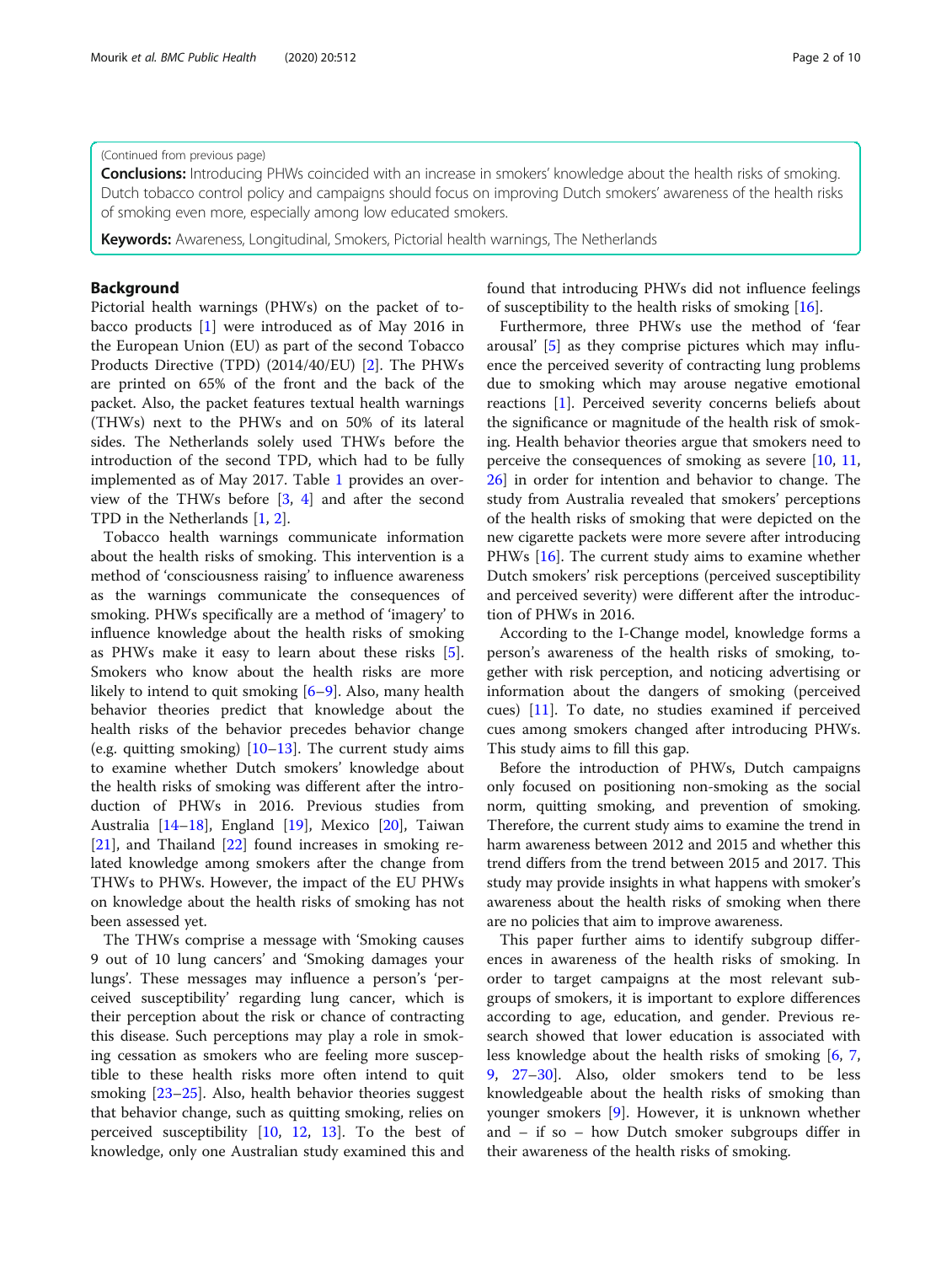(Continued from previous page)

**Conclusions:** Introducing PHWs coincided with an increase in smokers' knowledge about the health risks of smoking. Dutch tobacco control policy and campaigns should focus on improving Dutch smokers' awareness of the health risks of smoking even more, especially among low educated smokers.

**Keywords:** Awareness, Longitudinal, Smokers, Pictorial health warnings, The Netherlands

## Background

Pictorial health warnings (PHWs) on the packet of tobacco products [1] were introduced as of May 2016 in the European Union (EU) as part of the second Tobacco Products Directive (TPD) (2014/40/EU) [2]. The PHWs are printed on 65% of the front and the back of the packet. Also, the packet features textual health warnings (THWs) next to the PHWs and on 50% of its lateral sides. The Netherlands solely used THWs before the introduction of the second TPD, which had to be fully implemented as of May 2017. Table 1 provides an overview of the THWs before [3, 4] and after the second TPD in the Netherlands [1, 2].

Tobacco health warnings communicate information about the health risks of smoking. This intervention is a method of 'consciousness raising' to influence awareness as the warnings communicate the consequences of smoking. PHWs specifically are a method of 'imagery' to influence knowledge about the health risks of smoking as PHWs make it easy to learn about these risks [5]. Smokers who know about the health risks are more likely to intend to quit smoking [6–9]. Also, many health behavior theories predict that knowledge about the health risks of the behavior precedes behavior change (e.g. quitting smoking) [10–13]. The current study aims to examine whether Dutch smokers' knowledge about the health risks of smoking was different after the introduction of PHWs in 2016. Previous studies from Australia [14–18], England [19], Mexico [20], Taiwan [21], and Thailand [22] found increases in smoking related knowledge among smokers after the change from THWs to PHWs. However, the impact of the EU PHWs on knowledge about the health risks of smoking has not been assessed yet.

The THWs comprise a message with 'Smoking causes 9 out of 10 lung cancers' and 'Smoking damages your lungs'. These messages may influence a person's 'perceived susceptibility' regarding lung cancer, which is their perception about the risk or chance of contracting this disease. Such perceptions may play a role in smoking cessation as smokers who are feeling more susceptible to these health risks more often intend to quit smoking [23–25]. Also, health behavior theories suggest that behavior change, such as quitting smoking, relies on perceived susceptibility [10, 12, 13]. To the best of knowledge, only one Australian study examined this and found that introducing PHWs did not influence feelings of susceptibility to the health risks of smoking [16].

Furthermore, three PHWs use the method of 'fear arousal' [5] as they comprise pictures which may influence the perceived severity of contracting lung problems due to smoking which may arouse negative emotional reactions [1]. Perceived severity concerns beliefs about the significance or magnitude of the health risk of smoking. Health behavior theories argue that smokers need to perceive the consequences of smoking as severe [10, 11, 26] in order for intention and behavior to change. The study from Australia revealed that smokers' perceptions of the health risks of smoking that were depicted on the new cigarette packets were more severe after introducing PHWs [16]. The current study aims to examine whether Dutch smokers' risk perceptions (perceived susceptibility and perceived severity) were different after the introduction of PHWs in 2016.

According to the I-Change model, knowledge forms a person's awareness of the health risks of smoking, together with risk perception, and noticing advertising or information about the dangers of smoking (perceived cues) [11]. To date, no studies examined if perceived cues among smokers changed after introducing PHWs. This study aims to fill this gap.

Before the introduction of PHWs, Dutch campaigns only focused on positioning non-smoking as the social norm, quitting smoking, and prevention of smoking. Therefore, the current study aims to examine the trend in harm awareness between 2012 and 2015 and whether this trend differs from the trend between 2015 and 2017. This study may provide insights in what happens with smoker's awareness about the health risks of smoking when there are no policies that aim to improve awareness.

This paper further aims to identify subgroup differences in awareness of the health risks of smoking. In order to target campaigns at the most relevant subgroups of smokers, it is important to explore differences according to age, education, and gender. Previous research showed that lower education is associated with less knowledge about the health risks of smoking [6, 7, 9, 27–30]. Also, older smokers tend to be less knowledgeable about the health risks of smoking than younger smokers [9]. However, it is unknown whether and – if so – how Dutch smoker subgroups differ in their awareness of the health risks of smoking.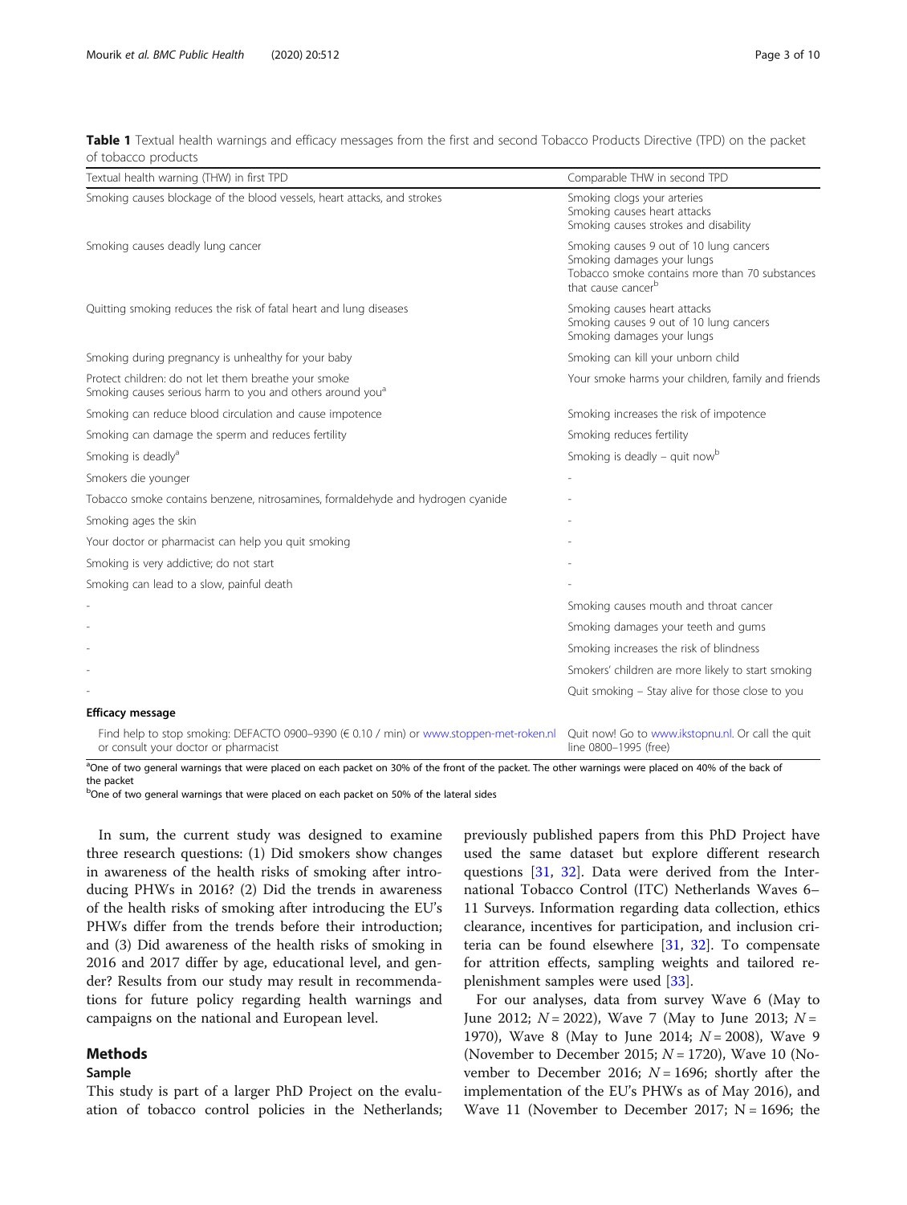**Table 1** Textual health warnings and efficacy messages from the first and second Tobacco Products Directive (TPD) on the packet of tobacco products

| Textual health warning (THW) in first TPD | Comparable THW in second TPD |
| --- | --- |
| Smoking causes blockage of the blood vessels, heart attacks, and strokes | Smoking clogs your arteries<br>Smoking causes heart attacks<br>Smoking causes strokes and disability |
| Smoking causes deadly lung cancer | Smoking causes 9 out of 10 lung cancers<br>Smoking damages your lungs<br>Tobacco smoke contains more than 70 substances that cause cancer[b] |
| Quitting smoking reduces the risk of fatal heart and lung diseases | Smoking causes heart attacks<br>Smoking causes 9 out of 10 lung cancers<br>Smoking damages your lungs |
| Smoking during pregnancy is unhealthy for your baby | Smoking can kill your unborn child |
| Protect children: do not let them breathe your smoke<br>Smoking causes serious harm to you and others around you[a] | Your smoke harms your children, family and friends |
| Smoking can reduce blood circulation and cause impotence | Smoking increases the risk of impotence |
| Smoking can damage the sperm and reduces fertility | Smoking reduces fertility |
| Smoking is deadly[a] | Smoking is deadly – quit now[b] |
| Smokers die younger | - |
| Tobacco smoke contains benzene, nitrosamines, formaldehyde and hydrogen cyanide | - |
| Smoking ages the skin | - |
| Your doctor or pharmacist can help you quit smoking | - |
| Smoking is very addictive; do not start | - |
| Smoking can lead to a slow, painful death | - |
| - | Smoking causes mouth and throat cancer |
| - | Smoking damages your teeth and gums |
| - | Smoking increases the risk of blindness |
| - | Smokers' children are more likely to start smoking |
| - | Quit smoking – Stay alive for those close to you |
| **Efficacy message** | |
| Find help to stop smoking: DEFACTO 0900–9390 (€ 0.10 / min) or www.stoppen-met-roken.nl or consult your doctor or pharmacist | Quit now! Go to www.ikstopnu.nl. Or call the quit line 0800–1995 (free) |

[a]One of two general warnings that were placed on each packet on 30% of the front of the packet. The other warnings were placed on 40% of the back of the packet

[b]One of two general warnings that were placed on each packet on 50% of the lateral sides

In sum, the current study was designed to examine three research questions: (1) Did smokers show changes in awareness of the health risks of smoking after introducing PHWs in 2016? (2) Did the trends in awareness of the health risks of smoking after introducing the EU's PHWs differ from the trends before their introduction; and (3) Did awareness of the health risks of smoking in 2016 and 2017 differ by age, educational level, and gender? Results from our study may result in recommendations for future policy regarding health warnings and campaigns on the national and European level.

## Methods

### Sample

This study is part of a larger PhD Project on the evaluation of tobacco control policies in the Netherlands; previously published papers from this PhD Project have used the same dataset but explore different research questions [31, 32]. Data were derived from the International Tobacco Control (ITC) Netherlands Waves 6–11 Surveys. Information regarding data collection, ethics clearance, incentives for participation, and inclusion criteria can be found elsewhere [31, 32]. To compensate for attrition effects, sampling weights and tailored replenishment samples were used [33].

For our analyses, data from survey Wave 6 (May to June 2012; $N = 2022$), Wave 7 (May to June 2013; $N = 1970$), Wave 8 (May to June 2014; $N = 2008$), Wave 9 (November to December 2015; $N = 1720$), Wave 10 (November to December 2016; $N = 1696$; shortly after the implementation of the EU's PHWs as of May 2016), and Wave 11 (November to December 2017; $N = 1696$; the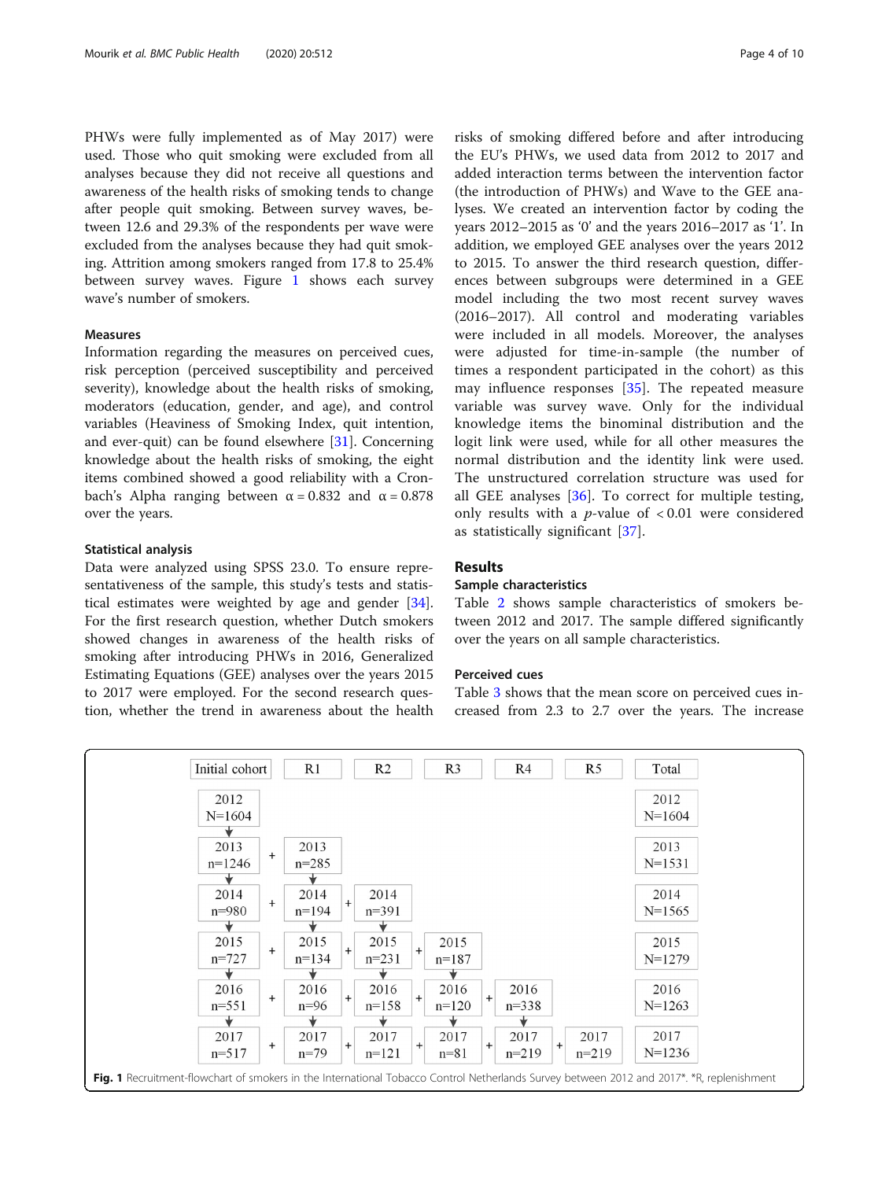PHWs were fully implemented as of May 2017) were used. Those who quit smoking were excluded from all analyses because they did not receive all questions and awareness of the health risks of smoking tends to change after people quit smoking. Between survey waves, between 12.6 and 29.3% of the respondents per wave were excluded from the analyses because they had quit smoking. Attrition among smokers ranged from 17.8 to 25.4% between survey waves. Figure 1 shows each survey wave's number of smokers.

### Measures

Information regarding the measures on perceived cues, risk perception (perceived susceptibility and perceived severity), knowledge about the health risks of smoking, moderators (education, gender, and age), and control variables (Heaviness of Smoking Index, quit intention, and ever-quit) can be found elsewhere [31]. Concerning knowledge about the health risks of smoking, the eight items combined showed a good reliability with a Cronbach's Alpha ranging between $\alpha = 0.832$ and $\alpha = 0.878$ over the years.

### Statistical analysis

Data were analyzed using SPSS 23.0. To ensure representativeness of the sample, this study's tests and statistical estimates were weighted by age and gender [34]. For the first research question, whether Dutch smokers showed changes in awareness of the health risks of smoking after introducing PHWs in 2016, Generalized Estimating Equations (GEE) analyses over the years 2015 to 2017 were employed. For the second research question, whether the trend in awareness about the health risks of smoking differed before and after introducing the EU's PHWs, we used data from 2012 to 2017 and added interaction terms between the intervention factor (the introduction of PHWs) and Wave to the GEE analyses. We created an intervention factor by coding the years 2012–2015 as '0' and the years 2016–2017 as '1'. In addition, we employed GEE analyses over the years 2012 to 2015. To answer the third research question, differences between subgroups were determined in a GEE model including the two most recent survey waves (2016–2017). All control and moderating variables were included in all models. Moreover, the analyses were adjusted for time-in-sample (the number of times a respondent participated in the cohort) as this may influence responses [35]. The repeated measure variable was survey wave. Only for the individual knowledge items the binominal distribution and the logit link were used, while for all other measures the normal distribution and the identity link were used. The unstructured correlation structure was used for all GEE analyses [36]. To correct for multiple testing, only results with a $p$-value of $< 0.01$ were considered as statistically significant [37].

## Results

### Sample characteristics

Table 2 shows sample characteristics of smokers between 2012 and 2017. The sample differed significantly over the years on all sample characteristics.

### Perceived cues

Table 3 shows that the mean score on perceived cues increased from 2.3 to 2.7 over the years. The increase

| Initial cohort | R1 | R2 | R3 | R4 | R5 | Total |
|---|---|---|---|---|---|---|
| 2012 N=1604 | | | | | | 2012 N=1604 |
| 2013 n=1246 | + 2013 n=285 | | | | | 2013 N=1531 |
| 2014 n=980 | + 2014 n=194 | + 2014 n=391 | | | | 2014 N=1565 |
| 2015 n=727 | + 2015 n=134 | + 2015 n=231 | + 2015 n=187 | | | 2015 N=1279 |
| 2016 n=551 | + 2016 n=96 | + 2016 n=158 | + 2016 n=120 | + 2016 n=338 | | 2016 N=1263 |
| 2017 n=517 | + 2017 n=79 | + 2017 n=121 | + 2017 n=81 | + 2017 n=219 | + 2017 n=219 | 2017 N=1236 |

**Fig. 1** Recruitment-flowchart of smokers in the International Tobacco Control Netherlands Survey between 2012 and 2017*. *R, replenishment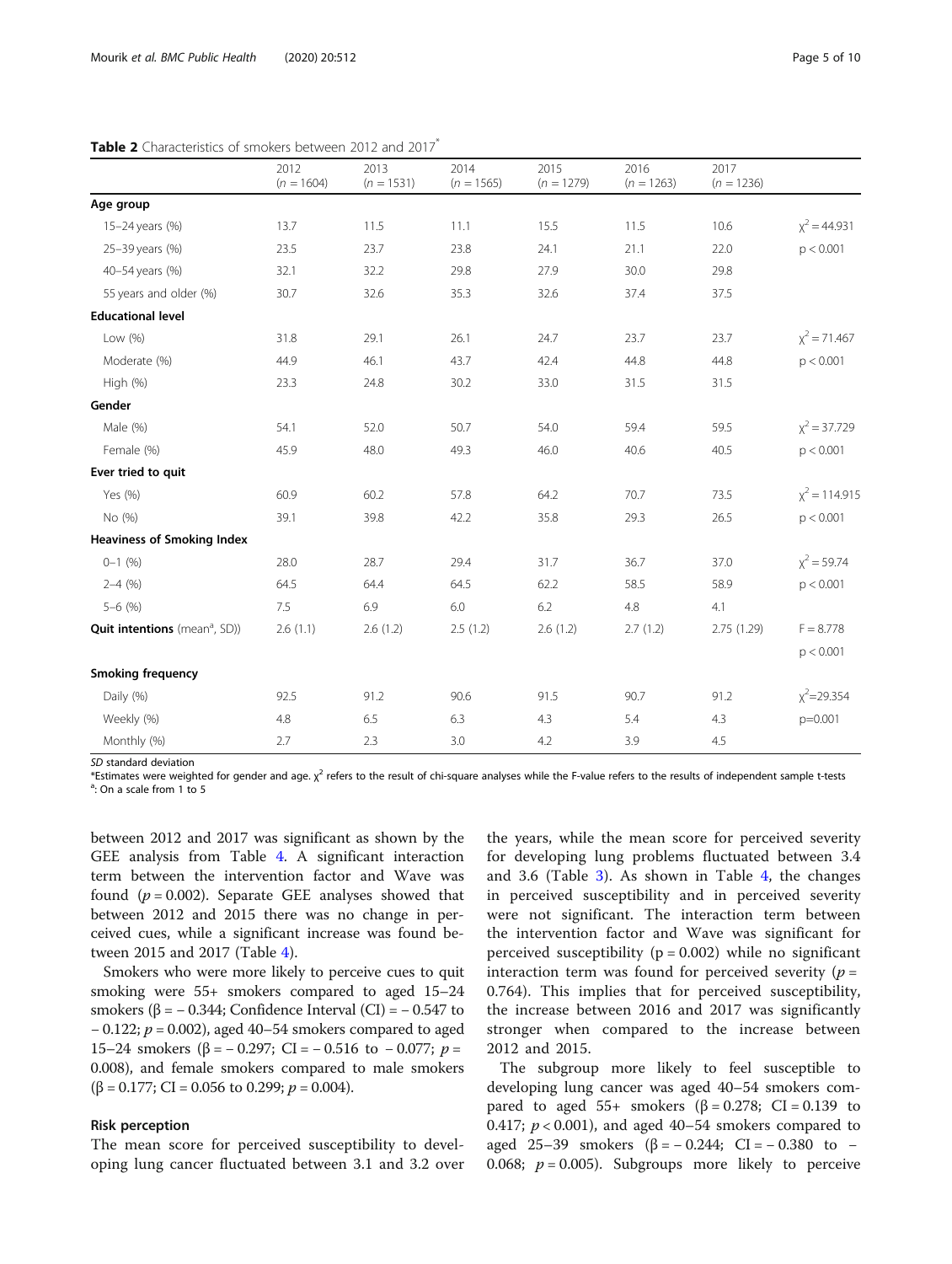**Table 2** Characteristics of smokers between 2012 and 2017*

| | 2012 ($n$ = 1604) | 2013 ($n$ = 1531) | 2014 ($n$ = 1565) | 2015 ($n$ = 1279) | 2016 ($n$ = 1263) | 2017 ($n$ = 1236) | |
|---|---|---|---|---|---|---|---|
| **Age group** | | | | | | | |
| 15–24 years (%) | 13.7 | 11.5 | 11.1 | 15.5 | 11.5 | 10.6 | $\chi^2 = 44.931$ |
| 25–39 years (%) | 23.5 | 23.7 | 23.8 | 24.1 | 21.1 | 22.0 | $p < 0.001$ |
| 40–54 years (%) | 32.1 | 32.2 | 29.8 | 27.9 | 30.0 | 29.8 | |
| 55 years and older (%) | 30.7 | 32.6 | 35.3 | 32.6 | 37.4 | 37.5 | |
| **Educational level** | | | | | | | |
| Low (%) | 31.8 | 29.1 | 26.1 | 24.7 | 23.7 | 23.7 | $\chi^2 = 71.467$ |
| Moderate (%) | 44.9 | 46.1 | 43.7 | 42.4 | 44.8 | 44.8 | $p < 0.001$ |
| High (%) | 23.3 | 24.8 | 30.2 | 33.0 | 31.5 | 31.5 | |
| **Gender** | | | | | | | |
| Male (%) | 54.1 | 52.0 | 50.7 | 54.0 | 59.4 | 59.5 | $\chi^2 = 37.729$ |
| Female (%) | 45.9 | 48.0 | 49.3 | 46.0 | 40.6 | 40.5 | $p < 0.001$ |
| **Ever tried to quit** | | | | | | | |
| Yes (%) | 60.9 | 60.2 | 57.8 | 64.2 | 70.7 | 73.5 | $\chi^2 = 114.915$ |
| No (%) | 39.1 | 39.8 | 42.2 | 35.8 | 29.3 | 26.5 | $p < 0.001$ |
| **Heaviness of Smoking Index** | | | | | | | |
| 0–1 (%) | 28.0 | 28.7 | 29.4 | 31.7 | 36.7 | 37.0 | $\chi^2 = 59.74$ |
| 2–4 (%) | 64.5 | 64.4 | 64.5 | 62.2 | 58.5 | 58.9 | $p < 0.001$ |
| 5–6 (%) | 7.5 | 6.9 | 6.0 | 6.2 | 4.8 | 4.1 | |
| **Quit intentions** (mean[a], SD)) | 2.6 (1.1) | 2.6 (1.2) | 2.5 (1.2) | 2.6 (1.2) | 2.7 (1.2) | 2.75 (1.29) | $F = 8.778$ $p < 0.001$ |
| **Smoking frequency** | | | | | | | |
| Daily (%) | 92.5 | 91.2 | 90.6 | 91.5 | 90.7 | 91.2 | $\chi^2 = 29.354$ |
| Weekly (%) | 4.8 | 6.5 | 6.3 | 4.3 | 5.4 | 4.3 | $p = 0.001$ |
| Monthly (%) | 2.7 | 2.3 | 3.0 | 4.2 | 3.9 | 4.5 | |

*SD* standard deviation

*Estimates were weighted for gender and age. $\chi^2$ refers to the result of chi-square analyses while the F-value refers to the results of independent sample t-tests

[a]: On a scale from 1 to 5

between 2012 and 2017 was significant as shown by the GEE analysis from Table 4. A significant interaction term between the intervention factor and Wave was found ($p = 0.002$). Separate GEE analyses showed that between 2012 and 2015 there was no change in perceived cues, while a significant increase was found between 2015 and 2017 (Table 4).

Smokers who were more likely to perceive cues to quit smoking were 55+ smokers compared to aged 15–24 smokers (β = − 0.344; Confidence Interval (CI) = − 0.547 to − 0.122; $p = 0.002$), aged 40–54 smokers compared to aged 15–24 smokers (β = − 0.297; CI = − 0.516 to − 0.077; $p = 0.008$), and female smokers compared to male smokers (β = 0.177; CI = 0.056 to 0.299; $p = 0.004$).

### Risk perception

The mean score for perceived susceptibility to developing lung cancer fluctuated between 3.1 and 3.2 over the years, while the mean score for perceived severity for developing lung problems fluctuated between 3.4 and 3.6 (Table 3). As shown in Table 4, the changes in perceived susceptibility and in perceived severity were not significant. The interaction term between the intervention factor and Wave was significant for perceived susceptibility ($p = 0.002$) while no significant interaction term was found for perceived severity ($p = 0.764$). This implies that for perceived susceptibility, the increase between 2016 and 2017 was significantly stronger when compared to the increase between 2012 and 2015.

The subgroup more likely to feel susceptible to developing lung cancer was aged 40–54 smokers compared to aged 55+ smokers (β = 0.278; CI = 0.139 to 0.417; $p < 0.001$), and aged 40–54 smokers compared to aged 25–39 smokers (β = − 0.244; CI = − 0.380 to − 0.068; $p = 0.005$). Subgroups more likely to perceive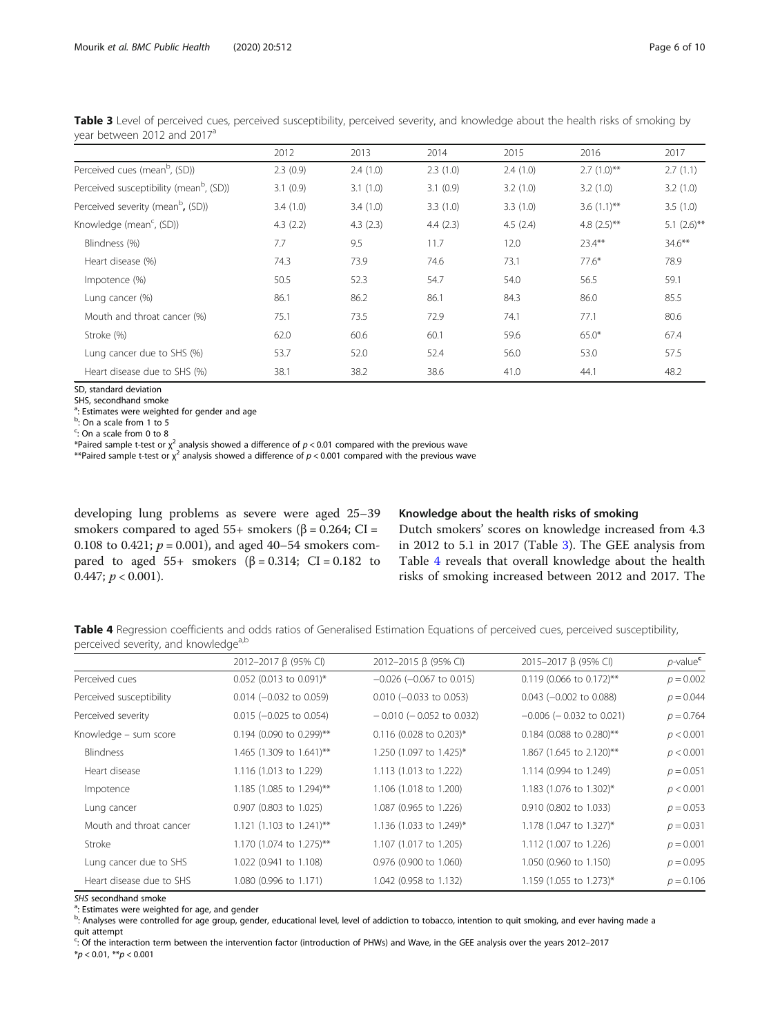**Table 3** Level of perceived cues, perceived susceptibility, perceived severity, and knowledge about the health risks of smoking by year between 2012 and 2017[a]

| | 2012 | 2013 | 2014 | 2015 | 2016 | 2017 |
|---|---|---|---|---|---|---|
| Perceived cues (mean[b], (SD)) | 2.3 (0.9) | 2.4 (1.0) | 2.3 (1.0) | 2.4 (1.0) | 2.7 (1.0)** | 2.7 (1.1) |
| Perceived susceptibility (mean[b], (SD)) | 3.1 (0.9) | 3.1 (1.0) | 3.1 (0.9) | 3.2 (1.0) | 3.2 (1.0) | 3.2 (1.0) |
| Perceived severity (mean[b], (SD)) | 3.4 (1.0) | 3.4 (1.0) | 3.3 (1.0) | 3.3 (1.0) | 3.6 (1.1)** | 3.5 (1.0) |
| Knowledge (mean[c], (SD)) | 4.3 (2.2) | 4.3 (2.3) | 4.4 (2.3) | 4.5 (2.4) | 4.8 (2.5)** | 5.1 (2.6)** |
| Blindness (%) | 7.7 | 9.5 | 11.7 | 12.0 | 23.4** | 34.6** |
| Heart disease (%) | 74.3 | 73.9 | 74.6 | 73.1 | 77.6* | 78.9 |
| Impotence (%) | 50.5 | 52.3 | 54.7 | 54.0 | 56.5 | 59.1 |
| Lung cancer (%) | 86.1 | 86.2 | 86.1 | 84.3 | 86.0 | 85.5 |
| Mouth and throat cancer (%) | 75.1 | 73.5 | 72.9 | 74.1 | 77.1 | 80.6 |
| Stroke (%) | 62.0 | 60.6 | 60.1 | 59.6 | 65.0* | 67.4 |
| Lung cancer due to SHS (%) | 53.7 | 52.0 | 52.4 | 56.0 | 53.0 | 57.5 |
| Heart disease due to SHS (%) | 38.1 | 38.2 | 38.6 | 41.0 | 44.1 | 48.2 |

SD, standard deviation

SHS, secondhand smoke

[a]: Estimates were weighted for gender and age

[b]: On a scale from 1 to 5

[c]: On a scale from 0 to 8

*Paired sample t-test or $\chi^2$ analysis showed a difference of $p < 0.01$ compared with the previous wave

**Paired sample t-test or $\chi^2$ analysis showed a difference of $p < 0.001$ compared with the previous wave

developing lung problems as severe were aged 25–39 smokers compared to aged 55+ smokers (β = 0.264; CI = 0.108 to 0.421; $p = 0.001$), and aged 40–54 smokers compared to aged 55+ smokers (β = 0.314; CI = 0.182 to 0.447; $p < 0.001$).

### Knowledge about the health risks of smoking

Dutch smokers' scores on knowledge increased from 4.3 in 2012 to 5.1 in 2017 (Table 3). The GEE analysis from Table 4 reveals that overall knowledge about the health risks of smoking increased between 2012 and 2017. The

**Table 4** Regression coefficients and odds ratios of Generalised Estimation Equations of perceived cues, perceived susceptibility, perceived severity, and knowledge[a,b]

| | 2012–2017 β (95% CI) | 2012–2015 β (95% CI) | 2015–2017 β (95% CI) | *p*-value[c] |
|---|---|---|---|---|
| Perceived cues | 0.052 (0.013 to 0.091)* | −0.026 (−0.067 to 0.015) | 0.119 (0.066 to 0.172)** | $p = 0.002$ |
| Perceived susceptibility | 0.014 (−0.032 to 0.059) | 0.010 (−0.033 to 0.053) | 0.043 (−0.002 to 0.088) | $p = 0.044$ |
| Perceived severity | 0.015 (−0.025 to 0.054) | − 0.010 (− 0.052 to 0.032) | −0.006 (− 0.032 to 0.021) | $p = 0.764$ |
| Knowledge – sum score | 0.194 (0.090 to 0.299)** | 0.116 (0.028 to 0.203)* | 0.184 (0.088 to 0.280)** | $p < 0.001$ |
| Blindness | 1.465 (1.309 to 1.641)** | 1.250 (1.097 to 1.425)* | 1.867 (1.645 to 2.120)** | $p < 0.001$ |
| Heart disease | 1.116 (1.013 to 1.229) | 1.113 (1.013 to 1.222) | 1.114 (0.994 to 1.249) | $p = 0.051$ |
| Impotence | 1.185 (1.085 to 1.294)** | 1.106 (1.018 to 1.200) | 1.183 (1.076 to 1.302)* | $p < 0.001$ |
| Lung cancer | 0.907 (0.803 to 1.025) | 1.087 (0.965 to 1.226) | 0.910 (0.802 to 1.033) | $p = 0.053$ |
| Mouth and throat cancer | 1.121 (1.103 to 1.241)** | 1.136 (1.033 to 1.249)* | 1.178 (1.047 to 1.327)* | $p = 0.031$ |
| Stroke | 1.170 (1.074 to 1.275)** | 1.107 (1.017 to 1.205) | 1.112 (1.007 to 1.226) | $p = 0.001$ |
| Lung cancer due to SHS | 1.022 (0.941 to 1.108) | 0.976 (0.900 to 1.060) | 1.050 (0.960 to 1.150) | $p = 0.095$ |
| Heart disease due to SHS | 1.080 (0.996 to 1.171) | 1.042 (0.958 to 1.132) | 1.159 (1.055 to 1.273)* | $p = 0.106$ |

*SHS* secondhand smoke

[a]: Estimates were weighted for age, and gender

[b]: Analyses were controlled for age group, gender, educational level, level of addiction to tobacco, intention to quit smoking, and ever having made a quit attempt

[c]: Of the interaction term between the intervention factor (introduction of PHWs) and Wave, in the GEE analysis over the years 2012–2017

*$p < 0.01$, **$p < 0.001$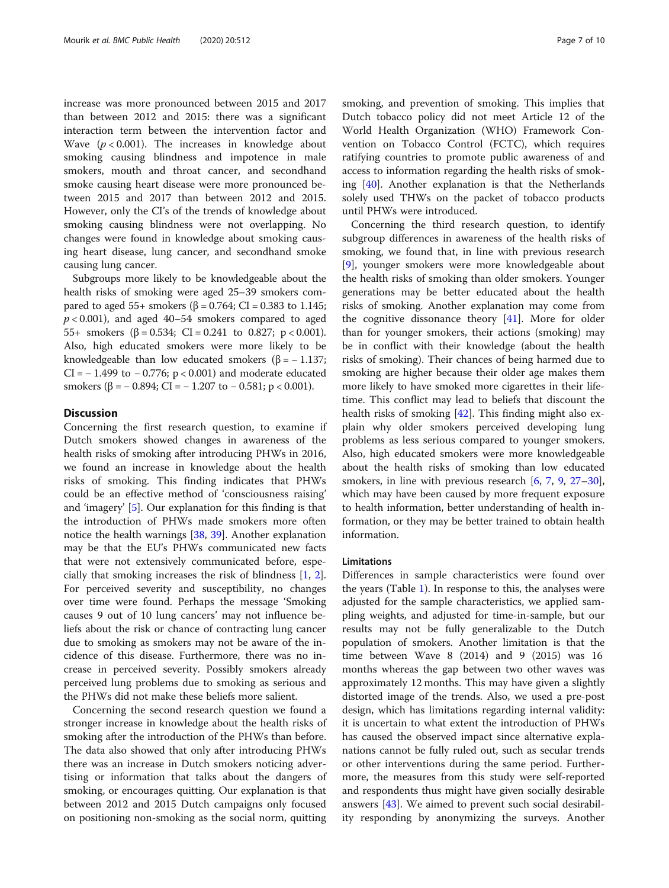increase was more pronounced between 2015 and 2017 than between 2012 and 2015: there was a significant interaction term between the intervention factor and Wave ($p < 0.001$). The increases in knowledge about smoking causing blindness and impotence in male smokers, mouth and throat cancer, and secondhand smoke causing heart disease were more pronounced between 2015 and 2017 than between 2012 and 2015. However, only the CI's of the trends of knowledge about smoking causing blindness were not overlapping. No changes were found in knowledge about smoking causing heart disease, lung cancer, and secondhand smoke causing lung cancer.

Subgroups more likely to be knowledgeable about the health risks of smoking were aged 25–39 smokers compared to aged 55+ smokers ($\beta = 0.764$; CI = 0.383 to 1.145; $p < 0.001$), and aged 40–54 smokers compared to aged 55+ smokers ($\beta = 0.534$; CI = 0.241 to 0.827; $p < 0.001$). Also, high educated smokers were more likely to be knowledgeable than low educated smokers ($\beta = -1.137$; CI = −1.499 to −0.776; $p < 0.001$) and moderate educated smokers ($\beta = -0.894$; CI = −1.207 to −0.581; $p < 0.001$).

## Discussion

Concerning the first research question, to examine if Dutch smokers showed changes in awareness of the health risks of smoking after introducing PHWs in 2016, we found an increase in knowledge about the health risks of smoking. This finding indicates that PHWs could be an effective method of 'consciousness raising' and 'imagery' [5]. Our explanation for this finding is that the introduction of PHWs made smokers more often notice the health warnings [38, 39]. Another explanation may be that the EU's PHWs communicated new facts that were not extensively communicated before, especially that smoking increases the risk of blindness [1, 2]. For perceived severity and susceptibility, no changes over time were found. Perhaps the message 'Smoking causes 9 out of 10 lung cancers' may not influence beliefs about the risk or chance of contracting lung cancer due to smoking as smokers may not be aware of the incidence of this disease. Furthermore, there was no increase in perceived severity. Possibly smokers already perceived lung problems due to smoking as serious and the PHWs did not make these beliefs more salient.

Concerning the second research question we found a stronger increase in knowledge about the health risks of smoking after the introduction of the PHWs than before. The data also showed that only after introducing PHWs there was an increase in Dutch smokers noticing advertising or information that talks about the dangers of smoking, or encourages quitting. Our explanation is that between 2012 and 2015 Dutch campaigns only focused on positioning non-smoking as the social norm, quitting smoking, and prevention of smoking. This implies that Dutch tobacco policy did not meet Article 12 of the World Health Organization (WHO) Framework Convention on Tobacco Control (FCTC), which requires ratifying countries to promote public awareness of and access to information regarding the health risks of smoking [40]. Another explanation is that the Netherlands solely used THWs on the packet of tobacco products until PHWs were introduced.

Concerning the third research question, to identify subgroup differences in awareness of the health risks of smoking, we found that, in line with previous research [9], younger smokers were more knowledgeable about the health risks of smoking than older smokers. Younger generations may be better educated about the health risks of smoking. Another explanation may come from the cognitive dissonance theory [41]. More for older than for younger smokers, their actions (smoking) may be in conflict with their knowledge (about the health risks of smoking). Their chances of being harmed due to smoking are higher because their older age makes them more likely to have smoked more cigarettes in their lifetime. This conflict may lead to beliefs that discount the health risks of smoking [42]. This finding might also explain why older smokers perceived developing lung problems as less serious compared to younger smokers. Also, high educated smokers were more knowledgeable about the health risks of smoking than low educated smokers, in line with previous research [6, 7, 9, 27–30], which may have been caused by more frequent exposure to health information, better understanding of health information, or they may be better trained to obtain health information.

### Limitations

Differences in sample characteristics were found over the years (Table 1). In response to this, the analyses were adjusted for the sample characteristics, we applied sampling weights, and adjusted for time-in-sample, but our results may not be fully generalizable to the Dutch population of smokers. Another limitation is that the time between Wave 8 (2014) and 9 (2015) was 16 months whereas the gap between two other waves was approximately 12 months. This may have given a slightly distorted image of the trends. Also, we used a pre-post design, which has limitations regarding internal validity: it is uncertain to what extent the introduction of PHWs has caused the observed impact since alternative explanations cannot be fully ruled out, such as secular trends or other interventions during the same period. Furthermore, the measures from this study were self-reported and respondents thus might have given socially desirable answers [43]. We aimed to prevent such social desirability responding by anonymizing the surveys. Another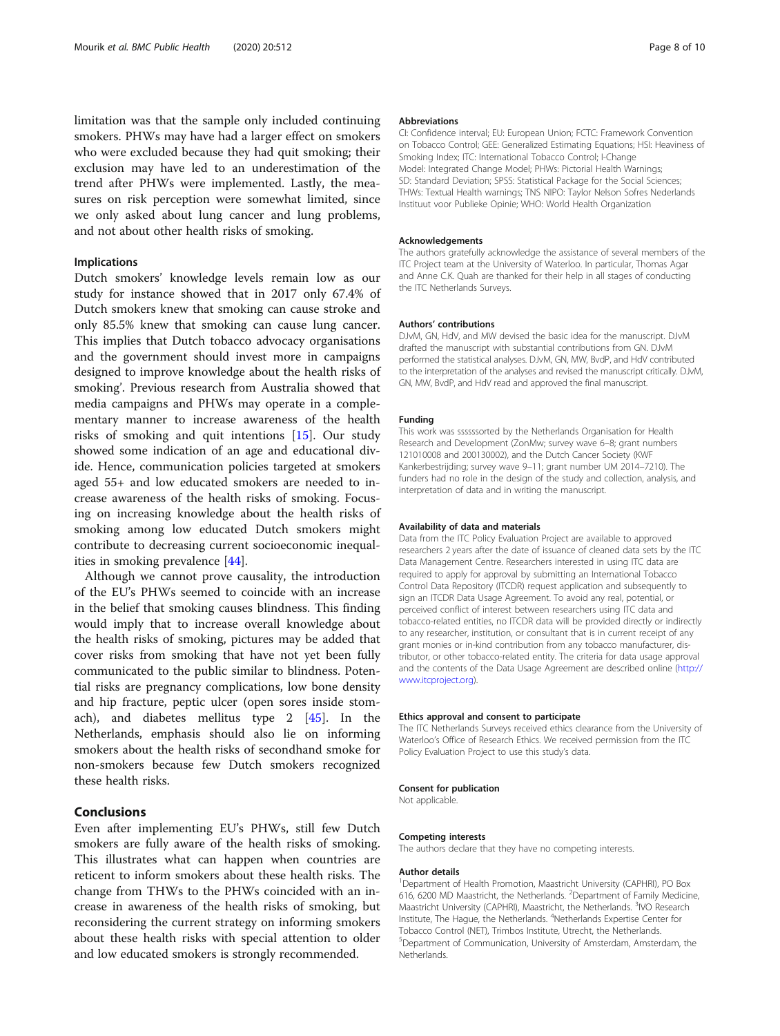limitation was that the sample only included continuing smokers. PHWs may have had a larger effect on smokers who were excluded because they had quit smoking; their exclusion may have led to an underestimation of the trend after PHWs were implemented. Lastly, the measures on risk perception were somewhat limited, since we only asked about lung cancer and lung problems, and not about other health risks of smoking.

### Implications

Dutch smokers' knowledge levels remain low as our study for instance showed that in 2017 only 67.4% of Dutch smokers knew that smoking can cause stroke and only 85.5% knew that smoking can cause lung cancer. This implies that Dutch tobacco advocacy organisations and the government should invest more in campaigns designed to improve knowledge about the health risks of smoking'. Previous research from Australia showed that media campaigns and PHWs may operate in a complementary manner to increase awareness of the health risks of smoking and quit intentions [15]. Our study showed some indication of an age and educational divide. Hence, communication policies targeted at smokers aged 55+ and low educated smokers are needed to increase awareness of the health risks of smoking. Focusing on increasing knowledge about the health risks of smoking among low educated Dutch smokers might contribute to decreasing current socioeconomic inequalities in smoking prevalence [44].

Although we cannot prove causality, the introduction of the EU's PHWs seemed to coincide with an increase in the belief that smoking causes blindness. This finding would imply that to increase overall knowledge about the health risks of smoking, pictures may be added that cover risks from smoking that have not yet been fully communicated to the public similar to blindness. Potential risks are pregnancy complications, low bone density and hip fracture, peptic ulcer (open sores inside stomach), and diabetes mellitus type 2 [45]. In the Netherlands, emphasis should also lie on informing smokers about the health risks of secondhand smoke for non-smokers because few Dutch smokers recognized these health risks.

## Conclusions

Even after implementing EU's PHWs, still few Dutch smokers are fully aware of the health risks of smoking. This illustrates what can happen when countries are reticent to inform smokers about these health risks. The change from THWs to the PHWs coincided with an increase in awareness of the health risks of smoking, but reconsidering the current strategy on informing smokers about these health risks with special attention to older and low educated smokers is strongly recommended.

#### Abbreviations

CI: Confidence interval; EU: European Union; FCTC: Framework Convention on Tobacco Control; GEE: Generalized Estimating Equations; HSI: Heaviness of Smoking Index; ITC: International Tobacco Control; I-Change Model: Integrated Change Model; PHWs: Pictorial Health Warnings; SD: Standard Deviation; SPSS: Statistical Package for the Social Sciences; THWs: Textual Health warnings; TNS NIPO: Taylor Nelson Sofres Nederlands Instituut voor Publieke Opinie; WHO: World Health Organization

#### Acknowledgements

The authors gratefully acknowledge the assistance of several members of the ITC Project team at the University of Waterloo. In particular, Thomas Agar and Anne C.K. Quah are thanked for their help in all stages of conducting the ITC Netherlands Surveys.

#### Authors' contributions

DJvM, GN, HdV, and MW devised the basic idea for the manuscript. DJvM drafted the manuscript with substantial contributions from GN. DJvM performed the statistical analyses. DJvM, GN, MW, BvdP, and HdV contributed to the interpretation of the analyses and revised the manuscript critically. DJvM, GN, MW, BvdP, and HdV read and approved the final manuscript.

#### Funding

This work was ssssssorted by the Netherlands Organisation for Health Research and Development (ZonMw; survey wave 6–8; grant numbers 121010008 and 200130002), and the Dutch Cancer Society (KWF Kankerbestrijding; survey wave 9–11; grant number UM 2014–7210). The funders had no role in the design of the study and collection, analysis, and interpretation of data and in writing the manuscript.

#### Availability of data and materials

Data from the ITC Policy Evaluation Project are available to approved researchers 2 years after the date of issuance of cleaned data sets by the ITC Data Management Centre. Researchers interested in using ITC data are required to apply for approval by submitting an International Tobacco Control Data Repository (ITCDR) request application and subsequently to sign an ITCDR Data Usage Agreement. To avoid any real, potential, or perceived conflict of interest between researchers using ITC data and tobacco-related entities, no ITCDR data will be provided directly or indirectly to any researcher, institution, or consultant that is in current receipt of any grant monies or in-kind contribution from any tobacco manufacturer, distributor, or other tobacco-related entity. The criteria for data usage approval and the contents of the Data Usage Agreement are described online (http://www.itcproject.org).

#### Ethics approval and consent to participate

The ITC Netherlands Surveys received ethics clearance from the University of Waterloo's Office of Research Ethics. We received permission from the ITC Policy Evaluation Project to use this study's data.

#### Consent for publication

Not applicable.

#### Competing interests

The authors declare that they have no competing interests.

#### Author details

[1]Department of Health Promotion, Maastricht University (CAPHRI), PO Box 616, 6200 MD Maastricht, the Netherlands. [2]Department of Family Medicine, Maastricht University (CAPHRI), Maastricht, the Netherlands. [3]IVO Research Institute, The Hague, the Netherlands. [4]Netherlands Expertise Center for Tobacco Control (NET), Trimbos Institute, Utrecht, the Netherlands. [5]Department of Communication, University of Amsterdam, Amsterdam, the Netherlands.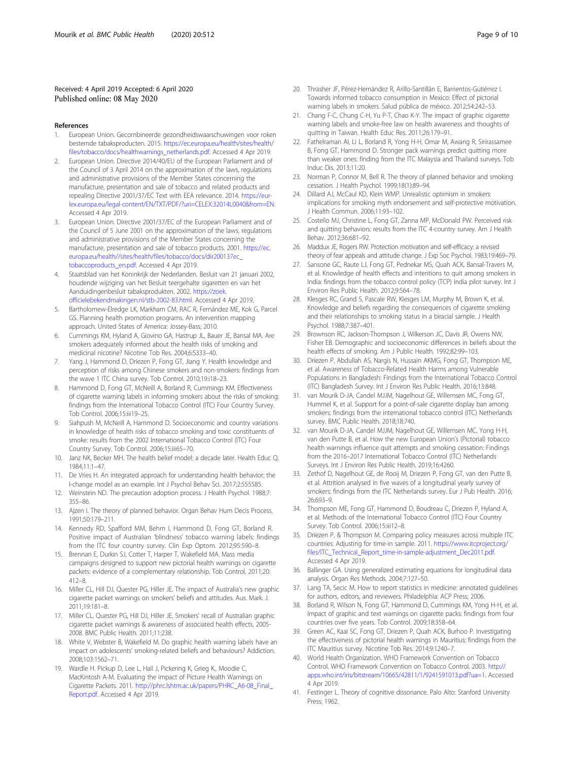Received: 4 April 2019 Accepted: 6 April 2020
Published online: 08 May 2020

## References

1. European Union. Gecombineerde gezondheidswaarschuwingen voor roken bestemde tabaksproducten. 2015. https://ec.europa.eu/health/sites/health/files/tobacco/docs/healthwarnings_netherlands.pdf. Accessed 4 Apr 2019.
2. European Union. Directive 2014/40/EU of the European Parliament and of the Council of 3 April 2014 on the approximation of the laws, regulations and administrative provisions of the Member States concerning the manufacture, presentation and sale of tobacco and related products and repealing Directive 2001/37/EC Text with EEA relevance. 2014. https://eur-lex.europa.eu/legal-content/EN/TXT/PDF/?uri=CELEX:32014L0040&from=EN. Accessed 4 Apr 2019.
3. European Union. Directive 2001/37/EC of the European Parliament and of the Council of 5 June 2001 on the approximation of the laws, regulations and administrative provisions of the Member States concerning the manufacture, presentation and sale of tobacco products. 2001. https://ec.europa.eu/health//sites/health/files/tobacco/docs/dir200137ec_tobaccoproducts_en.pdf. Accessed 4 Apr 2019.
4. Staatsblad van het Koninkrijk der Nederlanden. Besluit van 21 januari 2002, houdende wijziging van het Besluit teergehalte sigaretten en van het Aanduidingenbesluit tabaksprodukten. 2002. https://zoek.officielebekendmakingen.nl/stb-2002-83.html. Accessed 4 Apr 2019.
5. Bartholomew-Elredge LK, Markham CM, RAC R, Fernández ME, Kok G, Parcel GS. Planning health promotion programs. An intervention mapping approach. United States of America: Jossey-Bass; 2010.
6. Cummings KM, Hyland A, Giovino GA, Hastrup JL, Bauer JE, Bansal MA. Are smokers adequately informed about the health risks of smoking and medicinal nicotine? Nicotine Tob Res. 2004;6:S333–40.
7. Yang J, Hammond D, Driezen P, Fong GT, Jiang Y. Health knowledge and perception of risks among Chinese smokers and non-smokers: findings from the wave 1 ITC China survey. Tob Control. 2010;19:i18–23.
8. Hammond D, Fong GT, McNeill A, Borland R, Cummings KM. Effectiveness of cigarette warning labels in informing smokers about the risks of smoking: findings from the International Tobacco Control (ITC) Four Country Survey. Tob Control. 2006;15:iii19–25.
9. Siahpush M, McNeill A, Hammond D. Socioeconomic and country variations in knowledge of health risks of tobacco smoking and toxic constituents of smoke: results from the 2002 International Tobacco Control (ITC) Four Country Survey. Tob Control. 2006;15:iii65–70.
10. Janz NK, Becker MH. The health belief model: a decade later. Health Educ Q. 1984;11:1–47.
11. De Vries H. An integrated approach for understanding health behavior; the I-change model as an example. Int J Psychol Behav Sci. 2017;2:555585.
12. Weinstein ND. The precaution adoption process. J Health Psychol. 1988;7:355–86.
13. Ajzen I. The theory of planned behavior. Organ Behav Hum Decis Process. 1991;50:179–211.
14. Kennedy RD, Spafford MM, Behm I, Hammond D, Fong GT, Borland R. Positive impact of Australian 'blindness' tobacco warning labels: findings from the ITC four country survey. Clin Exp Optom. 2012;95:590–8.
15. Brennan E, Durkin SJ, Cotter T, Harper T, Wakefield MA. Mass media campaigns designed to support new pictorial health warnings on cigarette packets: evidence of a complementary relationship. Tob Control. 2011;20:412–8.
16. Miller CL, Hill DJ, Quester PG, Hiller JE. The impact of Australia's new graphic cigarette packet warnings on smokers' beliefs and attitudes. Aus. Mark. J. 2011;19:181–8.
17. Miller CL, Quester PG, Hill DJ, Hiller JE. Smokers' recall of Australian graphic cigarette packet warnings & awareness of associated health effects, 2005-2008. BMC Public Health. 2011;11:238.
18. White V, Webster B, Wakefield M. Do graphic health warning labels have an impact on adolescents' smoking-related beliefs and behaviours? Addiction. 2008;103:1562–71.
19. Wardle H. Pickup D, Lee L, Hall J, Pickering K, Grieg K., Moodie C, MacKintosh A-M. Evaluating the impact of Picture Health Warnings on Cigarette Packets. 2011. http://phrc.lshtm.ac.uk/papers/PHRC_A6-08_Final_Report.pdf. Accessed 4 Apr 2019.
20. Thrasher JF, Pérez-Hernández R, Arillo-Santillán E, Barrientos-Gutiérrez I. Towards informed tobacco consumption in Mexico: Effect of pictorial warning labels in smokers. Salud pública de méxico. 2012;54:242–53.
21. Chang F-C, Chung C-H, Yu P-T, Chao K-Y. The impact of graphic cigarette warning labels and smoke-free law on health awareness and thoughts of quitting in Taiwan. Health Educ Res. 2011;26:179–91.
22. Fathelrahman AI, Li L, Borland R, Yong H-H, Omar M, Awang R, Sirirassamee B, Fong GT, Hammond D. Stronger pack warnings predict quitting more than weaker ones: finding from the ITC Malaysia and Thailand surveys. Tob Induc Dis. 2013;11:20.
23. Norman P, Connor M, Bell R. The theory of planned behavior and smoking cessation. J Health Psychol. 1999;18(1):89–94.
24. Dillard AJ, McCaul KD, Klein WMP. Unrealistic optimism in smokers: implications for smoking myth endorsement and self-protective motivation. J Health Commun. 2006;11:93–102.
25. Costello MJ, Christine L, Fong GT, Zanna MP, McDonald PW. Perceived risk and quitting behaviors: results from the ITC 4-country survey. Am J Health Behav. 2012;36:681–92.
26. Maddux JE, Rogers RW. Protection motivation and self-efficacy: a revised theory of fear appeals and attitude change. J Exp Soc Psychol. 1983;19:469–79.
27. Sansone GC, Raute LJ, Fong GT, Pednekar MS, Quah ACK, Bansal-Travers M, et al. Knowledge of health effects and intentions to quit among smokers in India: findings from the tobacco control policy (TCP) India pilot survey. Int J Environ Res Public Health. 2012;9:564–78.
28. Klesges RC, Grand S, Pascale RW, Klesges LM, Murphy M, Brown K, et al. Knowledge and beliefs regarding the consequences of cigarette smoking and their relationships to smoking status in a biracial sample. J Health Psychol. 1988;7:387–401.
29. Brownson RC, Jackson-Thompson J, Wilkerson JC, Davis JR, Owens NW, Fisher EB. Demographic and socioeconomic differences in beliefs about the health effects of smoking. Am J Public Health. 1992;82:99–103.
30. Driezen P, Abdullah AS, Nargis N, Hussain AKMG, Fong GT, Thompson ME, et al. Awareness of Tobacco-Related Health Harms among Vulnerable Populations in Bangladesh: Findings from the International Tobacco Control (ITC) Bangladesh Survey. Int J Environ Res Public Health. 2016;13:848.
31. van Mourik D-JA, Candel MJJM, Nagelhout GE, Willemsen MC, Fong GT, Hummel K, et al. Support for a point-of-sale cigarette display ban among smokers: findings from the international tobacco control (ITC) Netherlands survey. BMC Public Health. 2018;18:740.
32. van Mourik D-JA, Candel MJJM, Nagelhout GE, Willemsen MC, Yong H-H, van den Putte B, et al. How the new European Union's (Pictorial) tobacco health warnings influence quit attempts and smoking cessation: Findings from the 2016–2017 International Tobacco Control (ITC) Netherlands Surveys. Int J Environ Res Public Health. 2019;16:4260.
33. Zethof D, Nagelhout GE, de Rooij M, Driezen P, Fong GT, van den Putte B, et al. Attrition analysed in five waves of a longitudinal yearly survey of smokers: findings from the ITC Netherlands survey. Eur J Pub Health. 2016;26:693–9.
34. Thompson ME, Fong GT, Hammond D, Boudreau C, Driezen P, Hyland A, et al. Methods of the International Tobacco Control (ITC) Four Country Survey. Tob Control. 2006;15:iii12–8.
35. Driezen P, & Thompson M. Comparing policy measures across multiple ITC countries: Adjusting for time-in sample. 2011. https://www.itcproject.org/files/ITC_Technical_Report_time-in-sample-adjustment_Dec2011.pdf. Accessed 4 Apr 2019.
36. Ballinger GA. Using generalized estimating equations for longitudinal data analysis. Organ Res Methods. 2004;7:127–50.
37. Lang TA, Secic M. How to report statistics in medicine: annotated guidelines for authors, editors, and reviewers. Philadelphia: ACP Press; 2006.
38. Borland R, Wilson N, Fong GT, Hammond D, Cummings KM, Yong H-H, et al. Impact of graphic and text warnings on cigarette packs: findings from four countries over five years. Tob Control. 2009;18:358–64.
39. Green AC, Kaai SC, Fong GT, Driezen P, Quah ACK, Burhoo P. Investigating the effectiveness of pictorial health warnings in Mauritius: findings from the ITC Mauritius survey. Nicotine Tob Res. 2014;9:1240–7.
40. World Health Organization. WHO Framework Convention on Tobacco Control. WHO Framework Convention on Tobacco Control. 2003. http://apps.who.int/iris/bitstream/10665/42811/1/9241591013.pdf?ua=1. Accessed 4 Apr 2019.
41. Festinger L. Theory of cognitive dissonance. Palo Alto: Stanford University Press; 1962.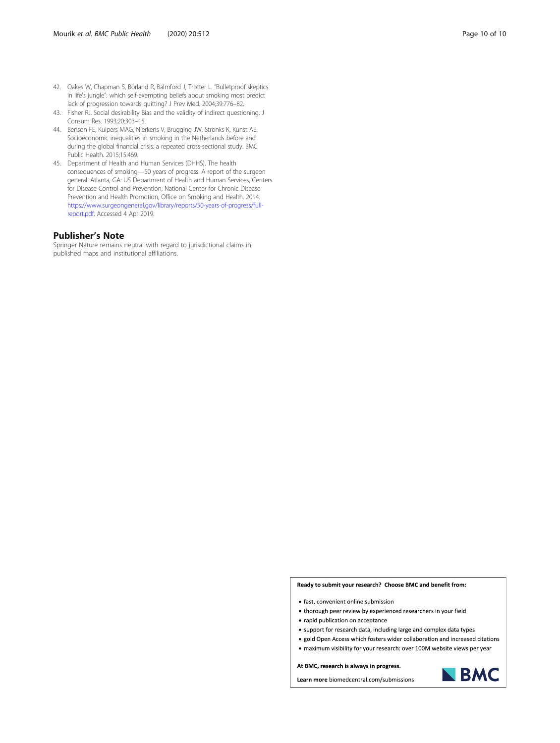42. Oakes W, Chapman S, Borland R, Balmford J, Trotter L. "Bulletproof skeptics in life's jungle": which self-exempting beliefs about smoking most predict lack of progression towards quitting? J Prev Med. 2004;39:776–82.
43. Fisher RJ. Social desirability Bias and the validity of indirect questioning. J Consum Res. 1993;20:303–15.
44. Benson FE, Kuipers MAG, Nierkens V, Brugging JW, Stronks K, Kunst AE. Socioeconomic inequalities in smoking in the Netherlands before and during the global financial crisis: a repeated cross-sectional study. BMC Public Health. 2015;15:469.
45. Department of Health and Human Services (DHHS). The health consequences of smoking—50 years of progress: A report of the surgeon general. Atlanta, GA: US Department of Health and Human Services, Centers for Disease Control and Prevention, National Center for Chronic Disease Prevention and Health Promotion, Office on Smoking and Health. 2014. https://www.surgeongeneral.gov/library/reports/50-years-of-progress/full-report.pdf. Accessed 4 Apr 2019.

## Publisher's Note

Springer Nature remains neutral with regard to jurisdictional claims in published maps and institutional affiliations.

**Ready to submit your research? Choose BMC and benefit from:**

- fast, convenient online submission
- thorough peer review by experienced researchers in your field
- rapid publication on acceptance
- support for research data, including large and complex data types
- gold Open Access which fosters wider collaboration and increased citations
- maximum visibility for your research: over 100M website views per year

**At BMC, research is always in progress.**

**Learn more** biomedcentral.com/submissions

BMC